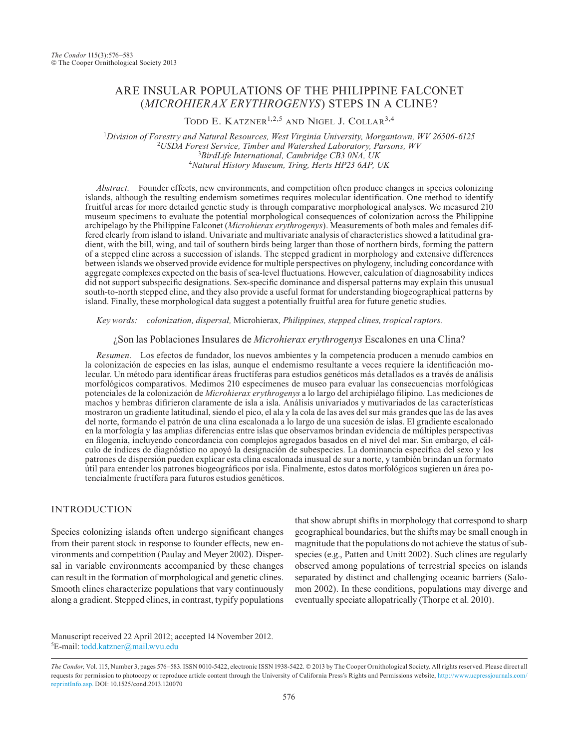# ARE INSULAR POPULATIONS OF THE PHILIPPINE FALCONET (*MICROHIERAX ERYTHROGENYS*) STEPS IN A CLINE?

Todd E. Katzner[1,2,5] and Nigel J. Collar[3,4]

[1]*Division of Forestry and Natural Resources, West Virginia University, Morgantown, WV 26506-6125*
[2]*USDA Forest Service, Timber and Watershed Laboratory, Parsons, WV*
[3]*BirdLife International, Cambridge CB3 0NA, UK*
[4]*Natural History Museum, Tring, Herts HP23 6AP, UK*

*Abstract.* Founder effects, new environments, and competition often produce changes in species colonizing islands, although the resulting endemism sometimes requires molecular identification. One method to identify fruitful areas for more detailed genetic study is through comparative morphological analyses. We measured 210 museum specimens to evaluate the potential morphological consequences of colonization across the Philippine archipelago by the Philippine Falconet (*Microhierax erythrogenys*). Measurements of both males and females differed clearly from island to island. Univariate and multivariate analysis of characteristics showed a latitudinal gradient, with the bill, wing, and tail of southern birds being larger than those of northern birds, forming the pattern of a stepped cline across a succession of islands. The stepped gradient in morphology and extensive differences between islands we observed provide evidence for multiple perspectives on phylogeny, including concordance with aggregate complexes expected on the basis of sea-level fluctuations. However, calculation of diagnosability indices did not support subspecific designations. Sex-specific dominance and dispersal patterns may explain this unusual south-to-north stepped cline, and they also provide a useful format for understanding biogeographical patterns by island. Finally, these morphological data suggest a potentially fruitful area for future genetic studies.

*Key words:* *colonization, dispersal,* Microhierax*, Philippines, stepped clines, tropical raptors.*

## ¿Son las Poblaciones Insulares de *Microhierax erythrogenys* Escalones en una Clina?

*Resumen*. Los efectos de fundador, los nuevos ambientes y la competencia producen a menudo cambios en la colonización de especies en las islas, aunque el endemismo resultante a veces requiere la identificación molecular. Un método para identificar áreas fructíferas para estudios genéticos más detallados es a través de análisis morfológicos comparativos. Medimos 210 especímenes de museo para evaluar las consecuencias morfológicas potenciales de la colonización de *Microhierax erythrogenys* a lo largo del archipiélago filipino. Las mediciones de machos y hembras difirieron claramente de isla a isla. Análisis univariados y mutivariados de las características mostraron un gradiente latitudinal, siendo el pico, el ala y la cola de las aves del sur más grandes que las de las aves del norte, formando el patrón de una clina escalonada a lo largo de una sucesión de islas. El gradiente escalonado en la morfología y las amplias diferencias entre islas que observamos brindan evidencia de múltiples perspectivas en filogenia, incluyendo concordancia con complejos agregados basados en el nivel del mar. Sin embargo, el cálculo de índices de diagnóstico no apoyó la designación de subespecies. La dominancia específica del sexo y los patrones de dispersión pueden explicar esta clina escalonada inusual de sur a norte, y también brindan un formato útil para entender los patrones biogeográficos por isla. Finalmente, estos datos morfológicos sugieren un área potencialmente fructífera para futuros estudios genéticos.

## INTRODUCTION

Species colonizing islands often undergo significant changes from their parent stock in response to founder effects, new environments and competition (Paulay and Meyer 2002). Dispersal in variable environments accompanied by these changes can result in the formation of morphological and genetic clines. Smooth clines characterize populations that vary continuously along a gradient. Stepped clines, in contrast, typify populations that show abrupt shifts in morphology that correspond to sharp geographical boundaries, but the shifts may be small enough in magnitude that the populations do not achieve the status of subspecies (e.g., Patten and Unitt 2002). Such clines are regularly observed among populations of terrestrial species on islands separated by distinct and challenging oceanic barriers (Salomon 2002). In these conditions, populations may diverge and eventually speciate allopatrically (Thorpe et al. 2010).

Manuscript received 22 April 2012; accepted 14 November 2012.
[5]E-mail: todd.katzner@mail.wvu.edu

*The Condor,* Vol. 115, Number 3, pages 576–583. ISSN 0010-5422, electronic ISSN 1938-5422. © 2013 by The Cooper Ornithological Society. All rights reserved. Please direct all requests for permission to photocopy or reproduce article content through the University of California Press's Rights and Permissions website, http://www.ucpressjournals.com/reprintInfo.asp. DOI: 10.1525/cond.2013.120070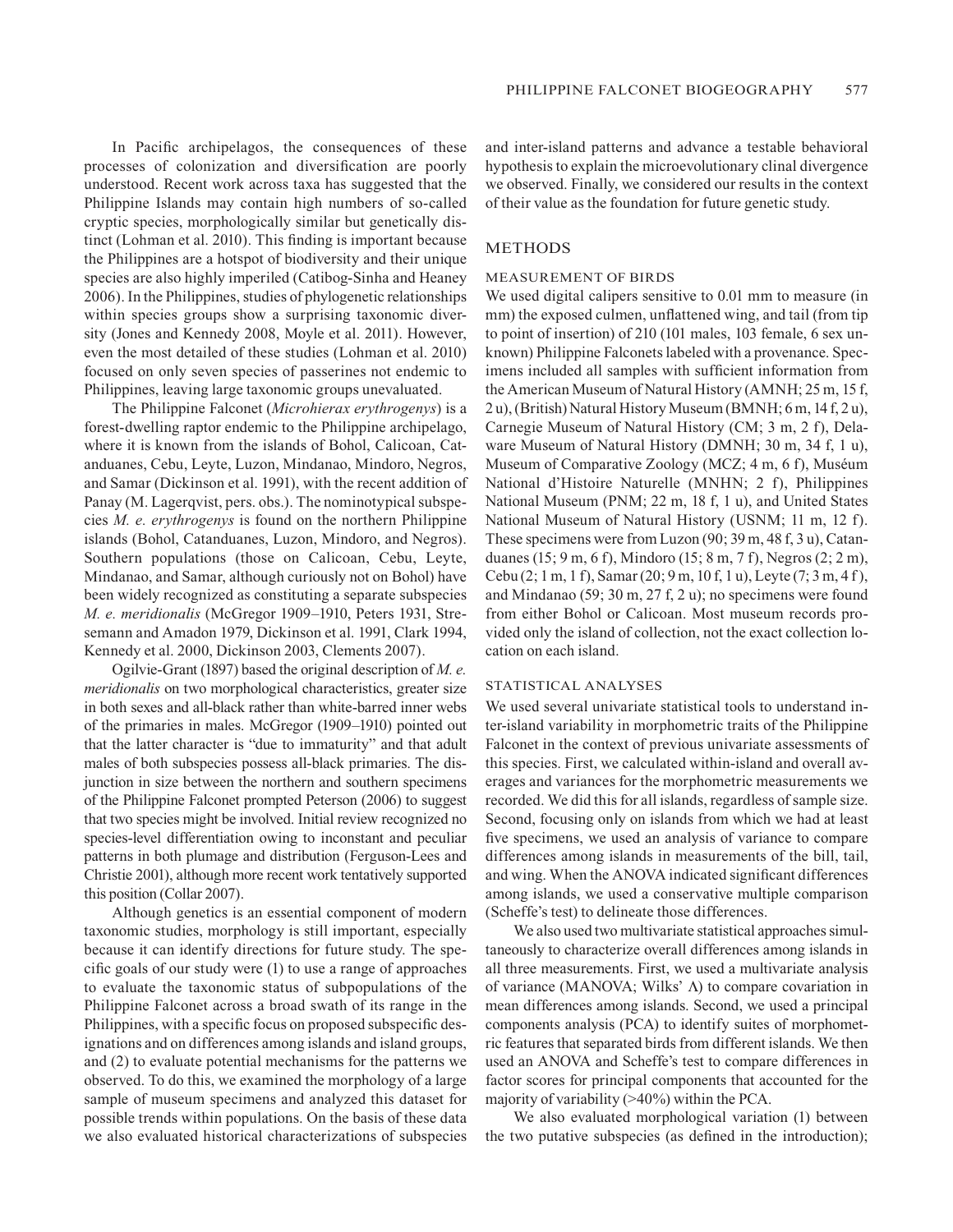In Pacific archipelagos, the consequences of these processes of colonization and diversification are poorly understood. Recent work across taxa has suggested that the Philippine Islands may contain high numbers of so-called cryptic species, morphologically similar but genetically distinct (Lohman et al. 2010). This finding is important because the Philippines are a hotspot of biodiversity and their unique species are also highly imperiled (Catibog-Sinha and Heaney 2006). In the Philippines, studies of phylogenetic relationships within species groups show a surprising taxonomic diversity (Jones and Kennedy 2008, Moyle et al. 2011). However, even the most detailed of these studies (Lohman et al. 2010) focused on only seven species of passerines not endemic to Philippines, leaving large taxonomic groups unevaluated.

The Philippine Falconet (*Microhierax erythrogenys*) is a forest-dwelling raptor endemic to the Philippine archipelago, where it is known from the islands of Bohol, Calicoan, Catanduanes, Cebu, Leyte, Luzon, Mindanao, Mindoro, Negros, and Samar (Dickinson et al. 1991), with the recent addition of Panay (M. Lagerqvist, pers. obs.). The nominotypical subspecies *M. e. erythrogenys* is found on the northern Philippine islands (Bohol, Catanduanes, Luzon, Mindoro, and Negros). Southern populations (those on Calicoan, Cebu, Leyte, Mindanao, and Samar, although curiously not on Bohol) have been widely recognized as constituting a separate subspecies *M. e. meridionalis* (McGregor 1909–1910, Peters 1931, Stresemann and Amadon 1979, Dickinson et al. 1991, Clark 1994, Kennedy et al. 2000, Dickinson 2003, Clements 2007).

Ogilvie-Grant (1897) based the original description of *M. e. meridionalis* on two morphological characteristics, greater size in both sexes and all-black rather than white-barred inner webs of the primaries in males. McGregor (1909–1910) pointed out that the latter character is "due to immaturity" and that adult males of both subspecies possess all-black primaries. The disjunction in size between the northern and southern specimens of the Philippine Falconet prompted Peterson (2006) to suggest that two species might be involved. Initial review recognized no species-level differentiation owing to inconstant and peculiar patterns in both plumage and distribution (Ferguson-Lees and Christie 2001), although more recent work tentatively supported this position (Collar 2007).

Although genetics is an essential component of modern taxonomic studies, morphology is still important, especially because it can identify directions for future study. The specific goals of our study were (1) to use a range of approaches to evaluate the taxonomic status of subpopulations of the Philippine Falconet across a broad swath of its range in the Philippines, with a specific focus on proposed subspecific designations and on differences among islands and island groups, and (2) to evaluate potential mechanisms for the patterns we observed. To do this, we examined the morphology of a large sample of museum specimens and analyzed this dataset for possible trends within populations. On the basis of these data we also evaluated historical characterizations of subspecies and inter-island patterns and advance a testable behavioral hypothesis to explain the microevolutionary clinal divergence we observed. Finally, we considered our results in the context of their value as the foundation for future genetic study.

## METHODS

### MEASUREMENT OF BIRDS

We used digital calipers sensitive to 0.01 mm to measure (in mm) the exposed culmen, unflattened wing, and tail (from tip to point of insertion) of 210 (101 males, 103 female, 6 sex unknown) Philippine Falconets labeled with a provenance. Specimens included all samples with sufficient information from the American Museum of Natural History (AMNH; 25 m, 15 f, 2 u), (British) Natural History Museum (BMNH; 6 m, 14 f, 2 u), Carnegie Museum of Natural History (CM; 3 m, 2 f), Delaware Museum of Natural History (DMNH; 30 m, 34 f, 1 u), Museum of Comparative Zoology (MCZ; 4 m, 6 f), Muséum National d'Histoire Naturelle (MNHN; 2 f), Philippines National Museum (PNM; 22 m, 18 f, 1 u), and United States National Museum of Natural History (USNM; 11 m, 12 f). These specimens were from Luzon (90; 39 m, 48 f, 3 u), Catanduanes (15; 9 m, 6 f), Mindoro (15; 8 m, 7 f), Negros (2; 2 m), Cebu (2; 1 m, 1 f), Samar (20; 9 m, 10 f, 1 u), Leyte (7; 3 m, 4 f), and Mindanao (59; 30 m, 27 f, 2 u); no specimens were found from either Bohol or Calicoan. Most museum records provided only the island of collection, not the exact collection location on each island.

### STATISTICAL ANALYSES

We used several univariate statistical tools to understand inter-island variability in morphometric traits of the Philippine Falconet in the context of previous univariate assessments of this species. First, we calculated within-island and overall averages and variances for the morphometric measurements we recorded. We did this for all islands, regardless of sample size. Second, focusing only on islands from which we had at least five specimens, we used an analysis of variance to compare differences among islands in measurements of the bill, tail, and wing. When the ANOVA indicated significant differences among islands, we used a conservative multiple comparison (Scheffe's test) to delineate those differences.

We also used two multivariate statistical approaches simultaneously to characterize overall differences among islands in all three measurements. First, we used a multivariate analysis of variance (MANOVA; Wilks' Λ) to compare covariation in mean differences among islands. Second, we used a principal components analysis (PCA) to identify suites of morphometric features that separated birds from different islands. We then used an ANOVA and Scheffe's test to compare differences in factor scores for principal components that accounted for the majority of variability (>40%) within the PCA.

We also evaluated morphological variation (1) between the two putative subspecies (as defined in the introduction);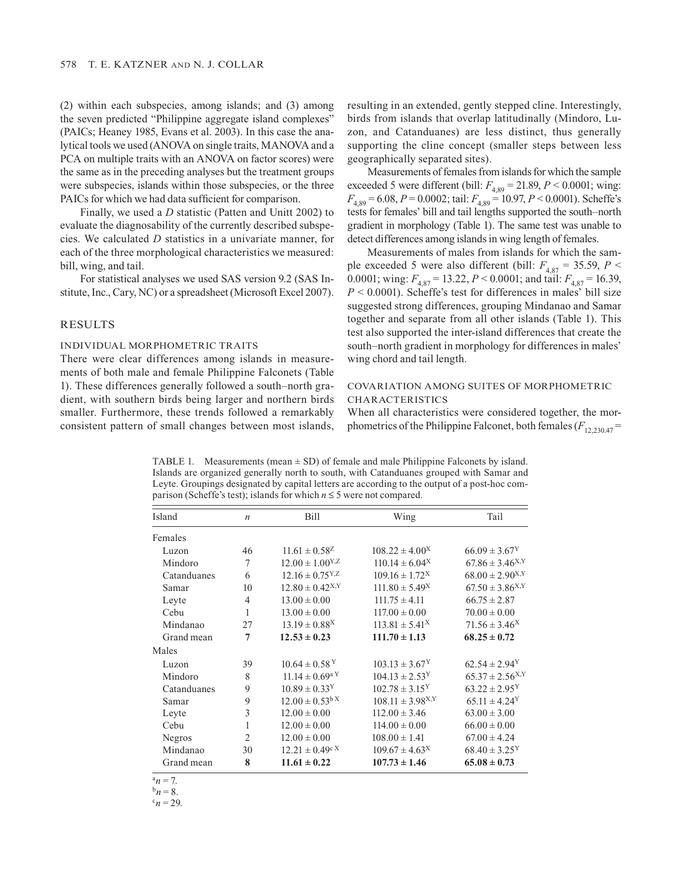(2) within each subspecies, among islands; and (3) among the seven predicted "Philippine aggregate island complexes" (PAICs; Heaney 1985, Evans et al. 2003). In this case the analytical tools we used (ANOVA on single traits, MANOVA and a PCA on multiple traits with an ANOVA on factor scores) were the same as in the preceding analyses but the treatment groups were subspecies, islands within those subspecies, or the three PAICs for which we had data sufficient for comparison.

Finally, we used a *D* statistic (Patten and Unitt 2002) to evaluate the diagnosability of the currently described subspecies. We calculated *D* statistics in a univariate manner, for each of the three morphological characteristics we measured: bill, wing, and tail.

For statistical analyses we used SAS version 9.2 (SAS Institute, Inc., Cary, NC) or a spreadsheet (Microsoft Excel 2007).

## RESULTS

### INDIVIDUAL MORPHOMETRIC TRAITS

There were clear differences among islands in measurements of both male and female Philippine Falconets (Table 1). These differences generally followed a south–north gradient, with southern birds being larger and northern birds smaller. Furthermore, these trends followed a remarkably consistent pattern of small changes between most islands, resulting in an extended, gently stepped cline. Interestingly, birds from islands that overlap latitudinally (Mindoro, Luzon, and Catanduanes) are less distinct, thus generally supporting the cline concept (smaller steps between less geographically separated sites).

Measurements of females from islands for which the sample exceeded 5 were different (bill: $F_{4,89} = 21.89$, $P < 0.0001$; wing: $F_{4,89} = 6.08$, $P = 0.0002$; tail: $F_{4,89} = 10.97$, $P < 0.0001$). Scheffe's tests for females' bill and tail lengths supported the south–north gradient in morphology (Table 1). The same test was unable to detect differences among islands in wing length of females.

Measurements of males from islands for which the sample exceeded 5 were also different (bill: $F_{4,87} = 35.59$, $P < 0.0001$; wing: $F_{4,87} = 13.22$, $P < 0.0001$; and tail: $F_{4,87} = 16.39$, $P < 0.0001$). Scheffe's test for differences in males' bill size suggested strong differences, grouping Mindanao and Samar together and separate from all other islands (Table 1). This test also supported the inter-island differences that create the south–north gradient in morphology for differences in males' wing chord and tail length.

### COVARIATION AMONG SUITES OF MORPHOMETRIC CHARACTERISTICS

When all characteristics were considered together, the morphometrics of the Philippine Falconet, both females ($F_{12,230.47}$ =

TABLE 1. Measurements (mean ± SD) of female and male Philippine Falconets by island. Islands are organized generally north to south, with Catanduanes grouped with Samar and Leyte. Groupings designated by capital letters are according to the output of a post-hoc comparison (Scheffe's test); islands for which $n \leq 5$ were not compared.

| Island | *n* | Bill | Wing | Tail |
|---|---|---|---|---|
| Females | | | | |
| Luzon | 46 | $11.61 \pm 0.58^{Z}$ | $108.22 \pm 4.00^{X}$ | $66.09 \pm 3.67^{Y}$ |
| Mindoro | 7 | $12.00 \pm 1.00^{Y,Z}$ | $110.14 \pm 6.04^{X}$ | $67.86 \pm 3.46^{X,Y}$ |
| Catanduanes | 6 | $12.16 \pm 0.75^{Y,Z}$ | $109.16 \pm 1.72^{X}$ | $68.00 \pm 2.90^{X,Y}$ |
| Samar | 10 | $12.80 \pm 0.42^{X,Y}$ | $111.80 \pm 5.49^{X}$ | $67.50 \pm 3.86^{X,Y}$ |
| Leyte | 4 | $13.00 \pm 0.00$ | $111.75 \pm 4.11$ | $66.75 \pm 2.87$ |
| Cebu | 1 | $13.00 \pm 0.00$ | $117.00 \pm 0.00$ | $70.00 \pm 0.00$ |
| Mindanao | 27 | $13.19 \pm 0.88^{X}$ | $113.81 \pm 5.41^{X}$ | $71.56 \pm 3.46^{X}$ |
| Grand mean | **7** | **12.53 ± 0.23** | **111.70 ± 1.13** | **68.25 ± 0.72** |
| Males | | | | |
| Luzon | 39 | $10.64 \pm 0.58^{Y}$ | $103.13 \pm 3.67^{Y}$ | $62.54 \pm 2.94^{Y}$ |
| Mindoro | 8 | $11.14 \pm 0.69^{a\,Y}$ | $104.13 \pm 2.53^{Y}$ | $65.37 \pm 2.56^{X,Y}$ |
| Catanduanes | 9 | $10.89 \pm 0.33^{Y}$ | $102.78 \pm 3.15^{Y}$ | $63.22 \pm 2.95^{Y}$ |
| Samar | 9 | $12.00 \pm 0.53^{b\,X}$ | $108.11 \pm 3.98^{X,Y}$ | $65.11 \pm 4.24^{Y}$ |
| Leyte | 3 | $12.00 \pm 0.00$ | $112.00 \pm 3.46$ | $63.00 \pm 3.00$ |
| Cebu | 1 | $12.00 \pm 0.00$ | $114.00 \pm 0.00$ | $66.00 \pm 0.00$ |
| Negros | 2 | $12.00 \pm 0.00$ | $108.00 \pm 1.41$ | $67.00 \pm 4.24$ |
| Mindanao | 30 | $12.21 \pm 0.49^{c\,X}$ | $109.67 \pm 4.63^{X}$ | $68.40 \pm 3.25^{Y}$ |
| Grand mean | **8** | **11.61 ± 0.22** | **107.73 ± 1.46** | **65.08 ± 0.73** |

[a] $n = 7$.
[b] $n = 8$.
[c] $n = 29$.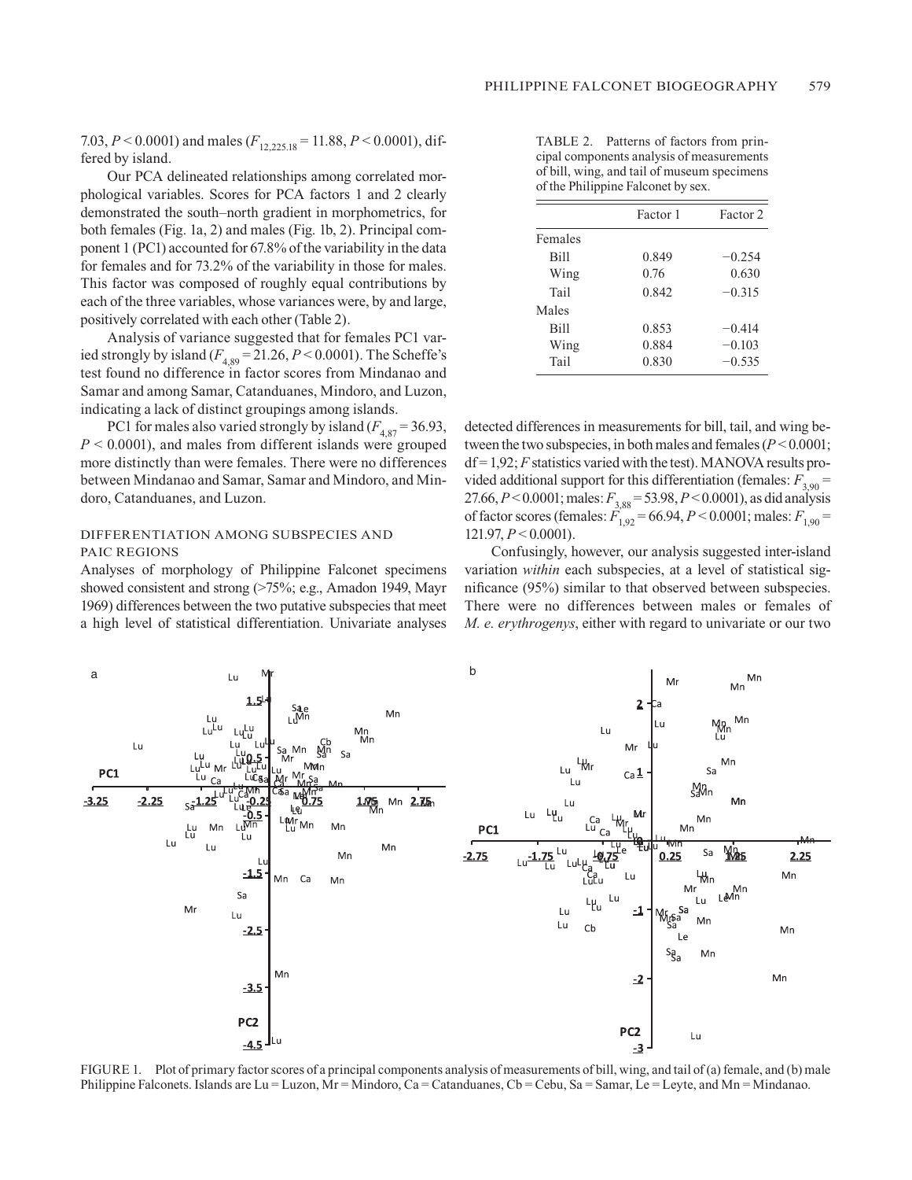7.03, $P < 0.0001$) and males ($F_{12,225.18} = 11.88$, $P < 0.0001$), differed by island.

Our PCA delineated relationships among correlated morphological variables. Scores for PCA factors 1 and 2 clearly demonstrated the south–north gradient in morphometrics, for both females (Fig. 1a, 2) and males (Fig. 1b, 2). Principal component 1 (PC1) accounted for 67.8% of the variability in the data for females and for 73.2% of the variability in those for males. This factor was composed of roughly equal contributions by each of the three variables, whose variances were, by and large, positively correlated with each other (Table 2).

Analysis of variance suggested that for females PC1 varied strongly by island ($F_{4,89} = 21.26$, $P < 0.0001$). The Scheffe's test found no difference in factor scores from Mindanao and Samar and among Samar, Catanduanes, Mindoro, and Luzon, indicating a lack of distinct groupings among islands.

PC1 for males also varied strongly by island ($F_{4,87} = 36.93$, $P < 0.0001$), and males from different islands were grouped more distinctly than were females. There were no differences between Mindanao and Samar, Samar and Mindoro, and Mindoro, Catanduanes, and Luzon.

## DIFFERENTIATION AMONG SUBSPECIES AND PAIC REGIONS

Analyses of morphology of Philippine Falconet specimens showed consistent and strong (>75%; e.g., Amadon 1949, Mayr 1969) differences between the two putative subspecies that meet a high level of statistical differentiation. Univariate analyses detected differences in measurements for bill, tail, and wing between the two subspecies, in both males and females ($P < 0.0001$; df = 1,92; $F$ statistics varied with the test). MANOVA results provided additional support for this differentiation (females: $F_{3,90} = 27.66$, $P < 0.0001$; males: $F_{3,88} = 53.98$, $P < 0.0001$), as did analysis of factor scores (females: $F_{1,92} = 66.94$, $P < 0.0001$; males: $F_{1,90} = 121.97$, $P < 0.0001$).

Confusingly, however, our analysis suggested inter-island variation *within* each subspecies, at a level of statistical significance (95%) similar to that observed between subspecies. There were no differences between males or females of *M. e. erythrogenys*, either with regard to univariate or our two

TABLE 2. Patterns of factors from principal components analysis of measurements of bill, wing, and tail of museum specimens of the Philippine Falconet by sex.

| | Factor 1 | Factor 2 |
|---|---|---|
| Females | | |
| Bill | 0.849 | −0.254 |
| Wing | 0.76 | 0.630 |
| Tail | 0.842 | −0.315 |
| Males | | |
| Bill | 0.853 | −0.414 |
| Wing | 0.884 | −0.103 |
| Tail | 0.830 | −0.535 |

FIGURE 1. Plot of primary factor scores of a principal components analysis of measurements of bill, wing, and tail of (a) female, and (b) male Philippine Falconets. Islands are Lu = Luzon, Mr = Mindoro, Ca = Catanduanes, Cb = Cebu, Sa = Samar, Le = Leyte, and Mn = Mindanao.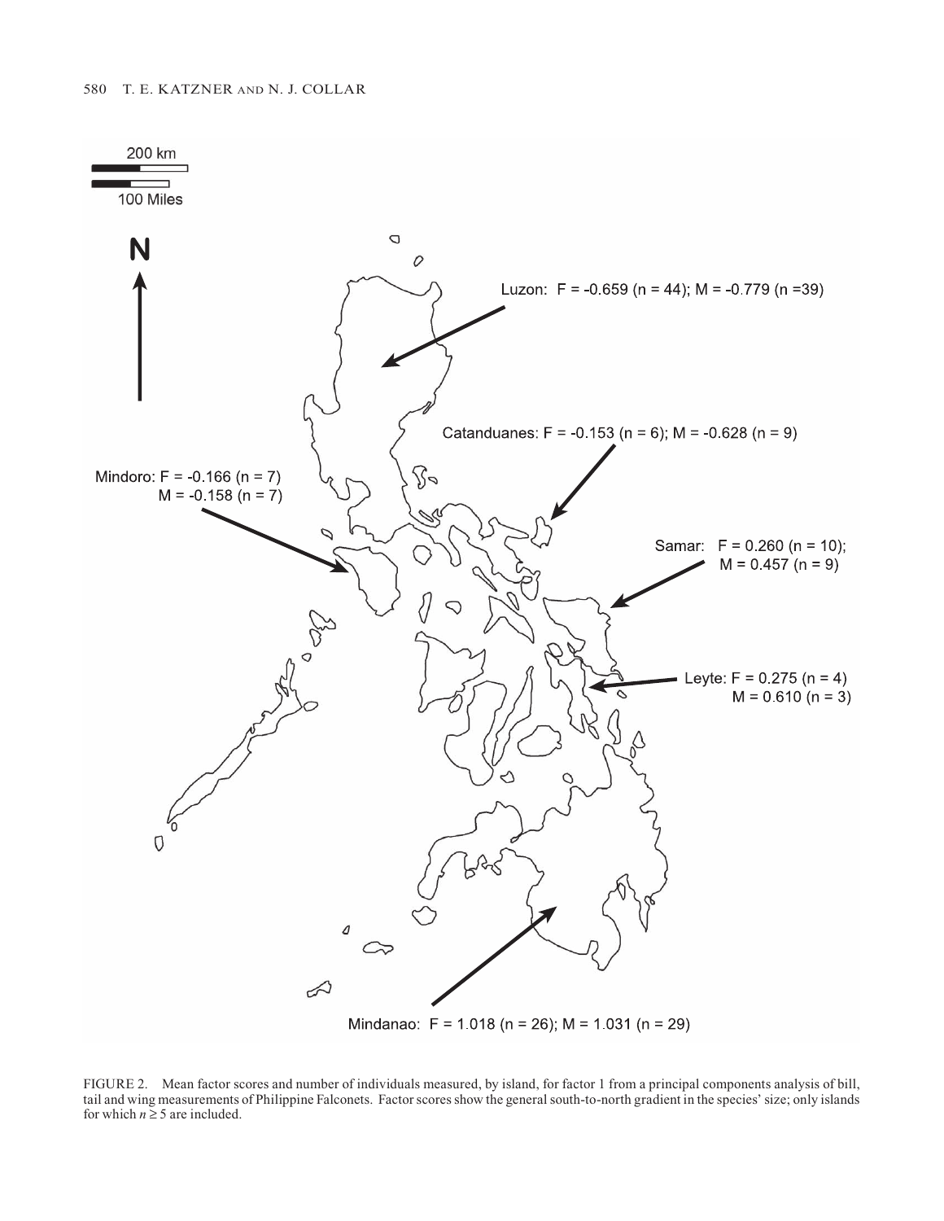200 km

100 Miles

N

Luzon: F = -0.659 (n = 44); M = -0.779 (n =39)

Catanduanes: F = -0.153 (n = 6); M = -0.628 (n = 9)

Mindoro: F = -0.166 (n = 7)
M = -0.158 (n = 7)

Samar: F = 0.260 (n = 10);
M = 0.457 (n = 9)

Leyte: F = 0.275 (n = 4)
M = 0.610 (n = 3)

Mindanao: F = 1.018 (n = 26); M = 1.031 (n = 29)

FIGURE 2. Mean factor scores and number of individuals measured, by island, for factor 1 from a principal components analysis of bill, tail and wing measurements of Philippine Falconets. Factor scores show the general south-to-north gradient in the species' size; only islands for which $n \geq 5$ are included.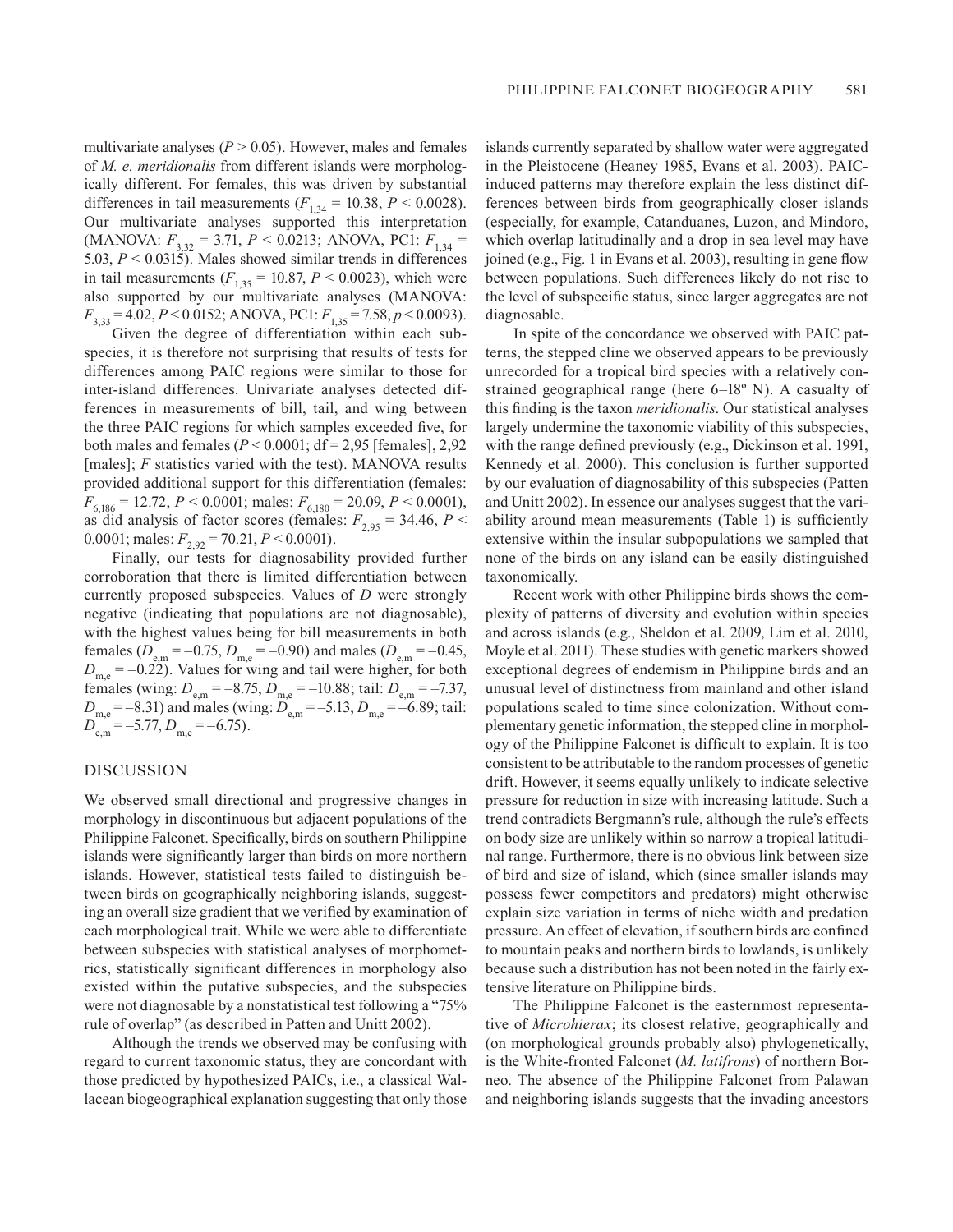multivariate analyses ($P > 0.05$). However, males and females of *M. e. meridionalis* from different islands were morphologically different. For females, this was driven by substantial differences in tail measurements ($F_{1,34} = 10.38$, $P < 0.0028$). Our multivariate analyses supported this interpretation (MANOVA: $F_{3,32} = 3.71$, $P < 0.0213$; ANOVA, PC1: $F_{1,34} = 5.03$, $P < 0.0315$). Males showed similar trends in differences in tail measurements ($F_{1,35} = 10.87$, $P < 0.0023$), which were also supported by our multivariate analyses (MANOVA: $F_{3,33} = 4.02$, $P < 0.0152$; ANOVA, PC1: $F_{1,35} = 7.58$, $p < 0.0093$).

Given the degree of differentiation within each subspecies, it is therefore not surprising that results of tests for differences among PAIC regions were similar to those for inter-island differences. Univariate analyses detected differences in measurements of bill, tail, and wing between the three PAIC regions for which samples exceeded five, for both males and females ($P < 0.0001$; df = 2,95 [females], 2,92 [males]; *F* statistics varied with the test). MANOVA results provided additional support for this differentiation (females: $F_{6,186} = 12.72$, $P < 0.0001$; males: $F_{6,180} = 20.09$, $P < 0.0001$), as did analysis of factor scores (females: $F_{2,95} = 34.46$, $P < 0.0001$; males: $F_{2,92} = 70.21$, $P < 0.0001$).

Finally, our tests for diagnosability provided further corroboration that there is limited differentiation between currently proposed subspecies. Values of *D* were strongly negative (indicating that populations are not diagnosable), with the highest values being for bill measurements in both females ($D_{e,m} = -0.75$, $D_{m,e} = -0.90$) and males ($D_{e,m} = -0.45$, $D_{m,e} = -0.22$). Values for wing and tail were higher, for both females (wing: $D_{e,m} = -8.75$, $D_{m,e} = -10.88$; tail: $D_{e,m} = -7.37$, $D_{m,e} = -8.31$) and males (wing: $D_{e,m} = -5.13$, $D_{m,e} = -6.89$; tail: $D_{e,m} = -5.77$, $D_{m,e} = -6.75$).

## DISCUSSION

We observed small directional and progressive changes in morphology in discontinuous but adjacent populations of the Philippine Falconet. Specifically, birds on southern Philippine islands were significantly larger than birds on more northern islands. However, statistical tests failed to distinguish between birds on geographically neighboring islands, suggesting an overall size gradient that we verified by examination of each morphological trait. While we were able to differentiate between subspecies with statistical analyses of morphometrics, statistically significant differences in morphology also existed within the putative subspecies, and the subspecies were not diagnosable by a nonstatistical test following a "75% rule of overlap" (as described in Patten and Unitt 2002).

Although the trends we observed may be confusing with regard to current taxonomic status, they are concordant with those predicted by hypothesized PAICs, i.e., a classical Wallacean biogeographical explanation suggesting that only those islands currently separated by shallow water were aggregated in the Pleistocene (Heaney 1985, Evans et al. 2003). PAIC-induced patterns may therefore explain the less distinct differences between birds from geographically closer islands (especially, for example, Catanduanes, Luzon, and Mindoro, which overlap latitudinally and a drop in sea level may have joined (e.g., Fig. 1 in Evans et al. 2003), resulting in gene flow between populations. Such differences likely do not rise to the level of subspecific status, since larger aggregates are not diagnosable.

In spite of the concordance we observed with PAIC patterns, the stepped cline we observed appears to be previously unrecorded for a tropical bird species with a relatively constrained geographical range (here 6–18º N). A casualty of this finding is the taxon *meridionalis*. Our statistical analyses largely undermine the taxonomic viability of this subspecies, with the range defined previously (e.g., Dickinson et al. 1991, Kennedy et al. 2000). This conclusion is further supported by our evaluation of diagnosability of this subspecies (Patten and Unitt 2002). In essence our analyses suggest that the variability around mean measurements (Table 1) is sufficiently extensive within the insular subpopulations we sampled that none of the birds on any island can be easily distinguished taxonomically.

Recent work with other Philippine birds shows the complexity of patterns of diversity and evolution within species and across islands (e.g., Sheldon et al. 2009, Lim et al. 2010, Moyle et al. 2011). These studies with genetic markers showed exceptional degrees of endemism in Philippine birds and an unusual level of distinctness from mainland and other island populations scaled to time since colonization. Without complementary genetic information, the stepped cline in morphology of the Philippine Falconet is difficult to explain. It is too consistent to be attributable to the random processes of genetic drift. However, it seems equally unlikely to indicate selective pressure for reduction in size with increasing latitude. Such a trend contradicts Bergmann's rule, although the rule's effects on body size are unlikely within so narrow a tropical latitudinal range. Furthermore, there is no obvious link between size of bird and size of island, which (since smaller islands may possess fewer competitors and predators) might otherwise explain size variation in terms of niche width and predation pressure. An effect of elevation, if southern birds are confined to mountain peaks and northern birds to lowlands, is unlikely because such a distribution has not been noted in the fairly extensive literature on Philippine birds.

The Philippine Falconet is the easternmost representative of *Microhierax*; its closest relative, geographically and (on morphological grounds probably also) phylogenetically, is the White-fronted Falconet (*M. latifrons*) of northern Borneo. The absence of the Philippine Falconet from Palawan and neighboring islands suggests that the invading ancestors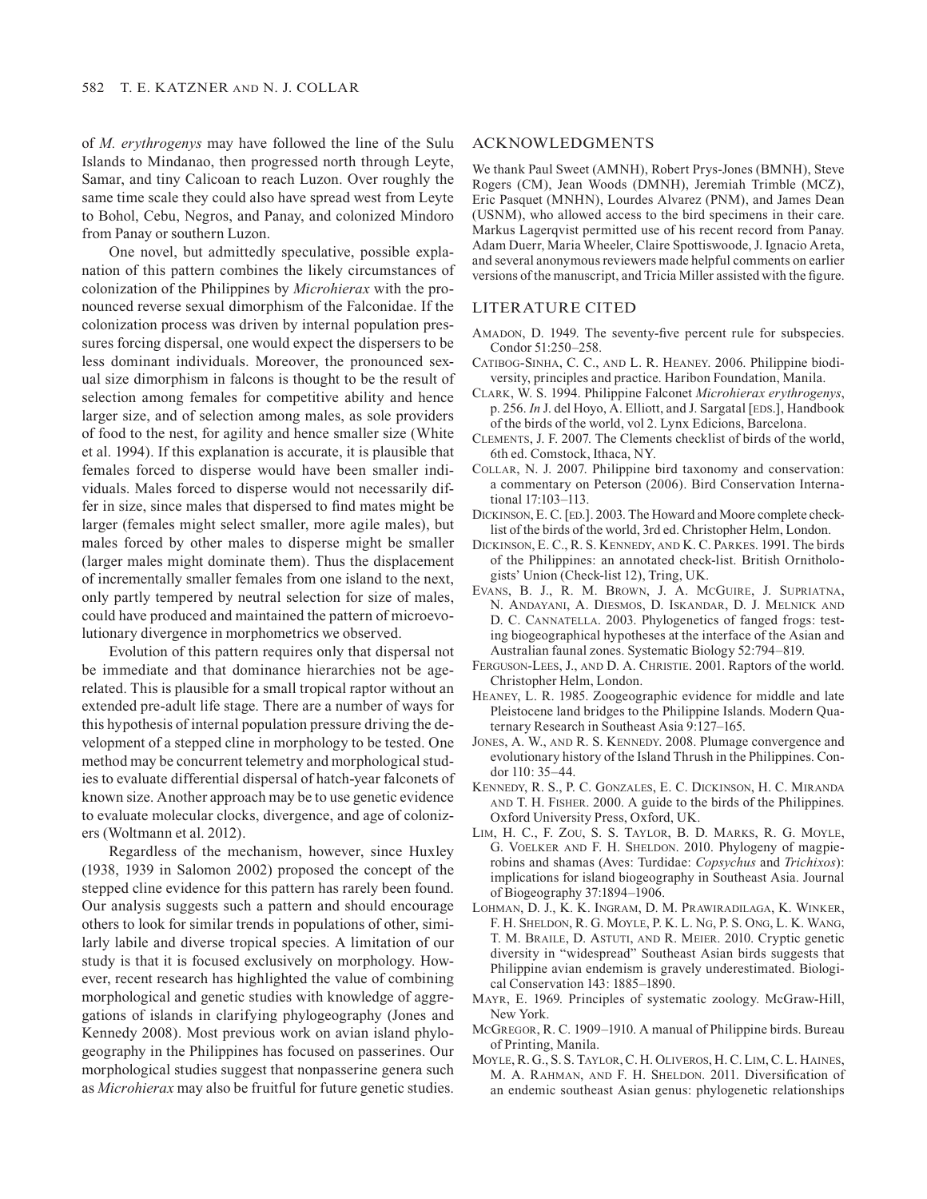of *M. erythrogenys* may have followed the line of the Sulu Islands to Mindanao, then progressed north through Leyte, Samar, and tiny Calicoan to reach Luzon. Over roughly the same time scale they could also have spread west from Leyte to Bohol, Cebu, Negros, and Panay, and colonized Mindoro from Panay or southern Luzon.

One novel, but admittedly speculative, possible explanation of this pattern combines the likely circumstances of colonization of the Philippines by *Microhierax* with the pronounced reverse sexual dimorphism of the Falconidae. If the colonization process was driven by internal population pressures forcing dispersal, one would expect the dispersers to be less dominant individuals. Moreover, the pronounced sexual size dimorphism in falcons is thought to be the result of selection among females for competitive ability and hence larger size, and of selection among males, as sole providers of food to the nest, for agility and hence smaller size (White et al. 1994). If this explanation is accurate, it is plausible that females forced to disperse would have been smaller individuals. Males forced to disperse would not necessarily differ in size, since males that dispersed to find mates might be larger (females might select smaller, more agile males), but males forced by other males to disperse might be smaller (larger males might dominate them). Thus the displacement of incrementally smaller females from one island to the next, only partly tempered by neutral selection for size of males, could have produced and maintained the pattern of microevolutionary divergence in morphometrics we observed.

Evolution of this pattern requires only that dispersal not be immediate and that dominance hierarchies not be age-related. This is plausible for a small tropical raptor without an extended pre-adult life stage. There are a number of ways for this hypothesis of internal population pressure driving the development of a stepped cline in morphology to be tested. One method may be concurrent telemetry and morphological studies to evaluate differential dispersal of hatch-year falconets of known size. Another approach may be to use genetic evidence to evaluate molecular clocks, divergence, and age of colonizers (Woltmann et al. 2012).

Regardless of the mechanism, however, since Huxley (1938, 1939 in Salomon 2002) proposed the concept of the stepped cline evidence for this pattern has rarely been found. Our analysis suggests such a pattern and should encourage others to look for similar trends in populations of other, similarly labile and diverse tropical species. A limitation of our study is that it is focused exclusively on morphology. However, recent research has highlighted the value of combining morphological and genetic studies with knowledge of aggregations of islands in clarifying phylogeography (Jones and Kennedy 2008). Most previous work on avian island phylogeography in the Philippines has focused on passerines. Our morphological studies suggest that nonpasserine genera such as *Microhierax* may also be fruitful for future genetic studies.

## ACKNOWLEDGMENTS

We thank Paul Sweet (AMNH), Robert Prys-Jones (BMNH), Steve Rogers (CM), Jean Woods (DMNH), Jeremiah Trimble (MCZ), Eric Pasquet (MNHN), Lourdes Alvarez (PNM), and James Dean (USNM), who allowed access to the bird specimens in their care. Markus Lagerqvist permitted use of his recent record from Panay. Adam Duerr, Maria Wheeler, Claire Spottiswoode, J. Ignacio Areta, and several anonymous reviewers made helpful comments on earlier versions of the manuscript, and Tricia Miller assisted with the figure.

## LITERATURE CITED

Amadon, D. 1949. The seventy-five percent rule for subspecies. Condor 51:250–258.

Catibog-Sinha, C. C., and L. R. Heaney. 2006. Philippine biodiversity, principles and practice. Haribon Foundation, Manila.

Clark, W. S. 1994. Philippine Falconet *Microhierax erythrogenys*, p. 256. *In* J. del Hoyo, A. Elliott, and J. Sargatal [eds.], Handbook of the birds of the world, vol 2. Lynx Edicions, Barcelona.

Clements, J. F. 2007. The Clements checklist of birds of the world, 6th ed. Comstock, Ithaca, NY.

Collar, N. J. 2007. Philippine bird taxonomy and conservation: a commentary on Peterson (2006). Bird Conservation International 17:103–113.

Dickinson, E. C. [ed.]. 2003. The Howard and Moore complete checklist of the birds of the world, 3rd ed. Christopher Helm, London.

Dickinson, E. C., R. S. Kennedy, and K. C. Parkes. 1991. The birds of the Philippines: an annotated check-list. British Ornithologists' Union (Check-list 12), Tring, UK.

Evans, B. J., R. M. Brown, J. A. McGuire, J. Supriatna, N. Andayani, A. Diesmos, D. Iskandar, D. J. Melnick and D. C. Cannatella. 2003. Phylogenetics of fanged frogs: testing biogeographical hypotheses at the interface of the Asian and Australian faunal zones. Systematic Biology 52:794–819.

Ferguson-Lees, J., and D. A. Christie. 2001. Raptors of the world. Christopher Helm, London.

Heaney, L. R. 1985. Zoogeographic evidence for middle and late Pleistocene land bridges to the Philippine Islands. Modern Quaternary Research in Southeast Asia 9:127–165.

Jones, A. W., and R. S. Kennedy. 2008. Plumage convergence and evolutionary history of the Island Thrush in the Philippines. Condor 110: 35–44.

Kennedy, R. S., P. C. Gonzales, E. C. Dickinson, H. C. Miranda and T. H. Fisher. 2000. A guide to the birds of the Philippines. Oxford University Press, Oxford, UK.

Lim, H. C., F. Zou, S. S. Taylor, B. D. Marks, R. G. Moyle, G. Voelker and F. H. Sheldon. 2010. Phylogeny of magpie-robins and shamas (Aves: Turdidae: *Copsychus* and *Trichixos*): implications for island biogeography in Southeast Asia. Journal of Biogeography 37:1894–1906.

Lohman, D. J., K. K. Ingram, D. M. Prawiradilaga, K. Winker, F. H. Sheldon, R. G. Moyle, P. K. L. Ng, P. S. Ong, L. K. Wang, T. M. Braile, D. Astuti, and R. Meier. 2010. Cryptic genetic diversity in "widespread" Southeast Asian birds suggests that Philippine avian endemism is gravely underestimated. Biological Conservation 143: 1885–1890.

Mayr, E. 1969. Principles of systematic zoology. McGraw-Hill, New York.

McGregor, R. C. 1909–1910. A manual of Philippine birds. Bureau of Printing, Manila.

Moyle, R. G., S. S. Taylor, C. H. Oliveros, H. C. Lim, C. L. Haines, M. A. Rahman, and F. H. Sheldon. 2011. Diversification of an endemic southeast Asian genus: phylogenetic relationships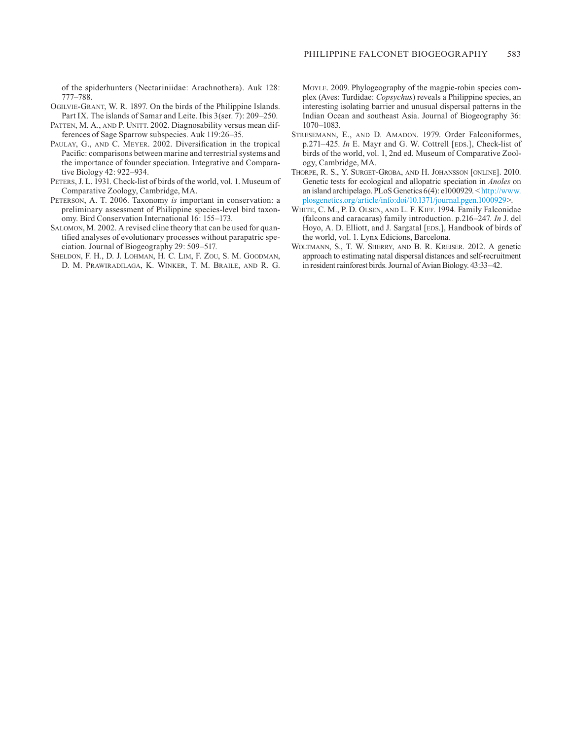of the spiderhunters (Nectariniidae: Arachnothera). Auk 128: 777–788.

Ogilvie-Grant, W. R. 1897. On the birds of the Philippine Islands. Part IX. The islands of Samar and Leite. Ibis 3(ser. 7): 209–250.

Patten, M. A., and P. Unitt. 2002. Diagnosability versus mean differences of Sage Sparrow subspecies. Auk 119:26–35.

Paulay, G., and C. Meyer. 2002. Diversification in the tropical Pacific: comparisons between marine and terrestrial systems and the importance of founder speciation. Integrative and Comparative Biology 42: 922–934.

Peters, J. L. 1931. Check-list of birds of the world, vol. 1. Museum of Comparative Zoology, Cambridge, MA.

Peterson, A. T. 2006. Taxonomy *is* important in conservation: a preliminary assessment of Philippine species-level bird taxonomy. Bird Conservation International 16: 155–173.

Salomon, M. 2002. A revised cline theory that can be used for quantified analyses of evolutionary processes without parapatric speciation. Journal of Biogeography 29: 509–517.

Sheldon, F. H., D. J. Lohman, H. C. Lim, F. Zou, S. M. Goodman, D. M. Prawiradilaga, K. Winker, T. M. Braile, and R. G. Moyle. 2009. Phylogeography of the magpie-robin species complex (Aves: Turdidae: *Copsychus*) reveals a Philippine species, an interesting isolating barrier and unusual dispersal patterns in the Indian Ocean and southeast Asia. Journal of Biogeography 36: 1070–1083.

Stresemann, E., and D. Amadon. 1979. Order Falconiformes, p.271–425. *In* E. Mayr and G. W. Cottrell [eds.], Check-list of birds of the world, vol. 1, 2nd ed. Museum of Comparative Zoology, Cambridge, MA.

Thorpe, R. S., Y. Surget-Groba, and H. Johansson [online]. 2010. Genetic tests for ecological and allopatric speciation in *Anoles* on an island archipelago. PLoS Genetics 6(4): e1000929. <http://www.plosgenetics.org/article/info:doi/10.1371/journal.pgen.1000929>.

White, C. M., P. D. Olsen, and L. F. Kiff. 1994. Family Falconidae (falcons and caracaras) family introduction. p.216–247. *In* J. del Hoyo, A. D. Elliott, and J. Sargatal [eds.], Handbook of birds of the world, vol. 1. Lynx Edicions, Barcelona.

Woltmann, S., T. W. Sherry, and B. R. Kreiser. 2012. A genetic approach to estimating natal dispersal distances and self-recruitment in resident rainforest birds. Journal of Avian Biology. 43:33–42.